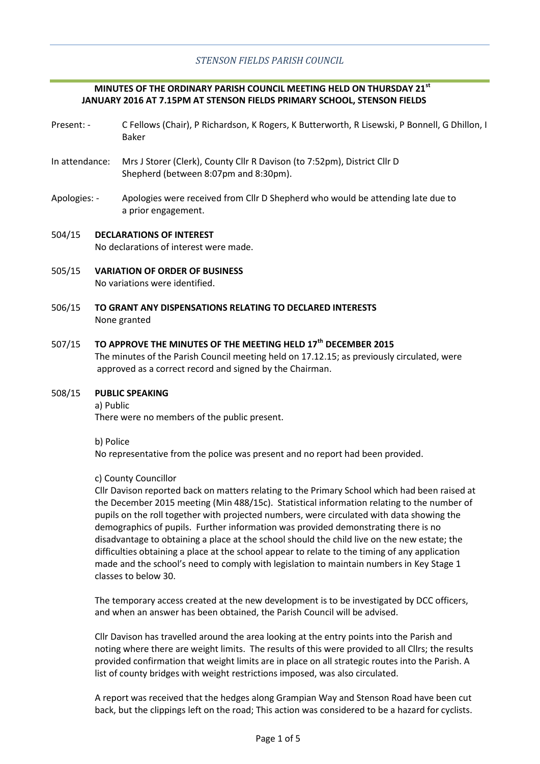*STENSON FIELDS PARISH COUNCIL*

**MINUTES OF THE ORDINARY PARISH COUNCIL MEETING HELD ON THURSDAY 21st JANUARY 2016 AT 7.15PM AT STENSON FIELDS PRIMARY SCHOOL, STENSON FIELDS**

Present: - C Fellows (Chair), P Richardson, K Rogers, K Butterworth, R Lisewski, P Bonnell, G Dhillon, I Baker

In attendance: Mrs J Storer (Clerk), County Cllr R Davison (to 7:52pm), District Cllr D Shepherd (between 8:07pm and 8:30pm).

Apologies: - Apologies were received from Cllr D Shepherd who would be attending late due to a prior engagement.

504/15 **DECLARATIONS OF INTEREST**

No declarations of interest were made.

505/15 **VARIATION OF ORDER OF BUSINESS**

No variations were identified.

506/15 **TO GRANT ANY DISPENSATIONS RELATING TO DECLARED INTERESTS**

None granted

507/15 **TO APPROVE THE MINUTES OF THE MEETING HELD 17th DECEMBER 2015**

The minutes of the Parish Council meeting held on 17.12.15; as previously circulated, were approved as a correct record and signed by the Chairman.

508/15 **PUBLIC SPEAKING**

a) Public

There were no members of the public present.

b) Police

No representative from the police was present and no report had been provided.

c) County Councillor

Cllr Davison reported back on matters relating to the Primary School which had been raised at the December 2015 meeting (Min 488/15c). Statistical information relating to the number of pupils on the roll together with projected numbers, were circulated with data showing the demographics of pupils. Further information was provided demonstrating there is no disadvantage to obtaining a place at the school should the child live on the new estate; the difficulties obtaining a place at the school appear to relate to the timing of any application made and the school's need to comply with legislation to maintain numbers in Key Stage 1 classes to below 30.

The temporary access created at the new development is to be investigated by DCC officers, and when an answer has been obtained, the Parish Council will be advised.

Cllr Davison has travelled around the area looking at the entry points into the Parish and noting where there are weight limits. The results of this were provided to all Cllrs; the results provided confirmation that weight limits are in place on all strategic routes into the Parish. A list of county bridges with weight restrictions imposed, was also circulated.

A report was received that the hedges along Grampian Way and Stenson Road have been cut back, but the clippings left on the road; This action was considered to be a hazard for cyclists.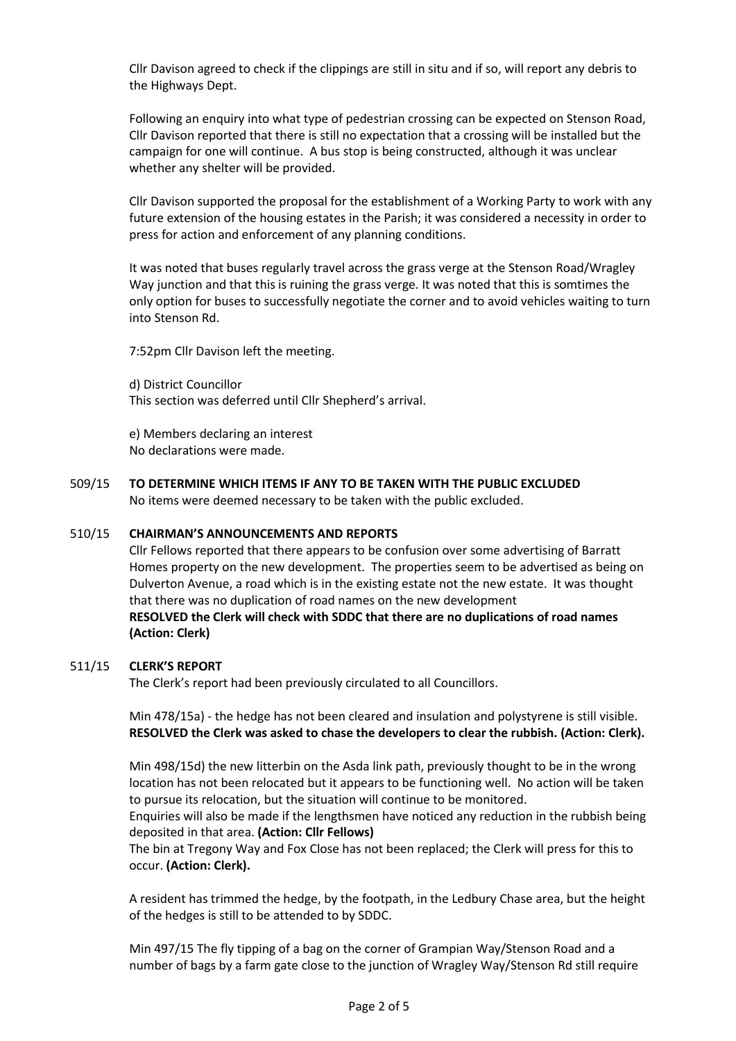Cllr Davison agreed to check if the clippings are still in situ and if so, will report any debris to the Highways Dept.

Following an enquiry into what type of pedestrian crossing can be expected on Stenson Road, Cllr Davison reported that there is still no expectation that a crossing will be installed but the campaign for one will continue. A bus stop is being constructed, although it was unclear whether any shelter will be provided.

Cllr Davison supported the proposal for the establishment of a Working Party to work with any future extension of the housing estates in the Parish; it was considered a necessity in order to press for action and enforcement of any planning conditions.

It was noted that buses regularly travel across the grass verge at the Stenson Road/Wragley Way junction and that this is ruining the grass verge. It was noted that this is somtimes the only option for buses to successfully negotiate the corner and to avoid vehicles waiting to turn into Stenson Rd.

7:52pm Cllr Davison left the meeting.

d) District Councillor
This section was deferred until Cllr Shepherd's arrival.

e) Members declaring an interest
No declarations were made.

509/15 **TO DETERMINE WHICH ITEMS IF ANY TO BE TAKEN WITH THE PUBLIC EXCLUDED**
No items were deemed necessary to be taken with the public excluded.

510/15 **CHAIRMAN'S ANNOUNCEMENTS AND REPORTS**
Cllr Fellows reported that there appears to be confusion over some advertising of Barratt Homes property on the new development. The properties seem to be advertised as being on Dulverton Avenue, a road which is in the existing estate not the new estate. It was thought that there was no duplication of road names on the new development
**RESOLVED the Clerk will check with SDDC that there are no duplications of road names (Action: Clerk)**

511/15 **CLERK'S REPORT**
The Clerk's report had been previously circulated to all Councillors.

Min 478/15a) - the hedge has not been cleared and insulation and polystyrene is still visible.
**RESOLVED the Clerk was asked to chase the developers to clear the rubbish. (Action: Clerk).**

Min 498/15d) the new litterbin on the Asda link path, previously thought to be in the wrong location has not been relocated but it appears to be functioning well. No action will be taken to pursue its relocation, but the situation will continue to be monitored.
Enquiries will also be made if the lengthsmen have noticed any reduction in the rubbish being deposited in that area. **(Action: Cllr Fellows)**
The bin at Tregony Way and Fox Close has not been replaced; the Clerk will press for this to occur. **(Action: Clerk).**

A resident has trimmed the hedge, by the footpath, in the Ledbury Chase area, but the height of the hedges is still to be attended to by SDDC.

Min 497/15 The fly tipping of a bag on the corner of Grampian Way/Stenson Road and a number of bags by a farm gate close to the junction of Wragley Way/Stenson Rd still require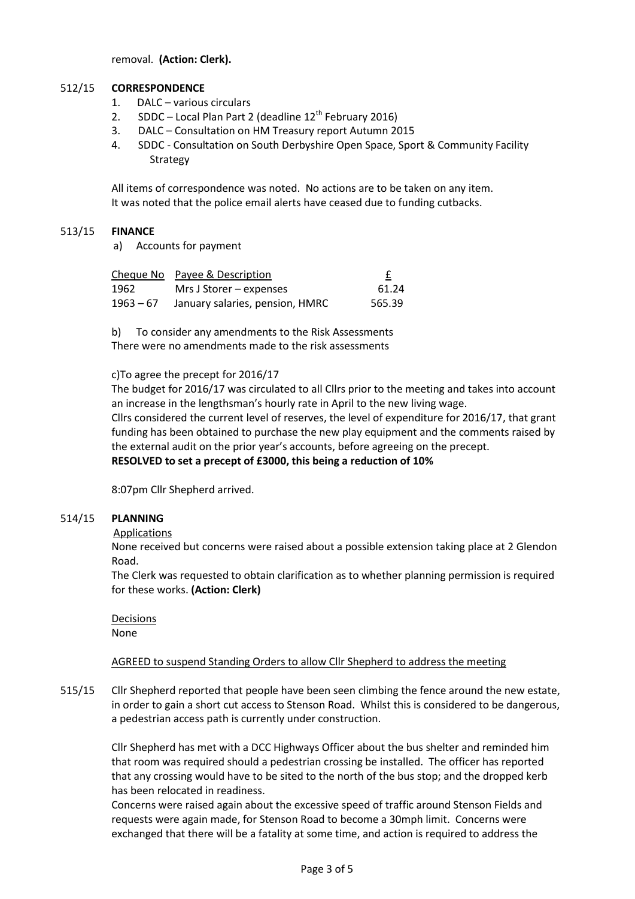removal. **(Action: Clerk).**

512/15 **CORRESPONDENCE**

1. DALC – various circulars
2. SDDC – Local Plan Part 2 (deadline 12th February 2016)
3. DALC – Consultation on HM Treasury report Autumn 2015
4. SDDC - Consultation on South Derbyshire Open Space, Sport & Community Facility Strategy

All items of correspondence was noted. No actions are to be taken on any item.
It was noted that the police email alerts have ceased due to funding cutbacks.

513/15 **FINANCE**

a) Accounts for payment

| Cheque No | Payee & Description | £ |
|---|---|---|
| 1962 | Mrs J Storer – expenses | 61.24 |
| 1963 – 67 | January salaries, pension, HMRC | 565.39 |

b) To consider any amendments to the Risk Assessments
There were no amendments made to the risk assessments

c)To agree the precept for 2016/17
The budget for 2016/17 was circulated to all Cllrs prior to the meeting and takes into account an increase in the lengthsman's hourly rate in April to the new living wage.
Cllrs considered the current level of reserves, the level of expenditure for 2016/17, that grant funding has been obtained to purchase the new play equipment and the comments raised by the external audit on the prior year's accounts, before agreeing on the precept.
**RESOLVED to set a precept of £3000, this being a reduction of 10%**

8:07pm Cllr Shepherd arrived.

514/15 **PLANNING**

Applications
None received but concerns were raised about a possible extension taking place at 2 Glendon Road.
The Clerk was requested to obtain clarification as to whether planning permission is required for these works. **(Action: Clerk)**

Decisions
None

AGREED to suspend Standing Orders to allow Cllr Shepherd to address the meeting

515/15 Cllr Shepherd reported that people have been seen climbing the fence around the new estate, in order to gain a short cut access to Stenson Road. Whilst this is considered to be dangerous, a pedestrian access path is currently under construction.

Cllr Shepherd has met with a DCC Highways Officer about the bus shelter and reminded him that room was required should a pedestrian crossing be installed. The officer has reported that any crossing would have to be sited to the north of the bus stop; and the dropped kerb has been relocated in readiness.
Concerns were raised again about the excessive speed of traffic around Stenson Fields and requests were again made, for Stenson Road to become a 30mph limit. Concerns were exchanged that there will be a fatality at some time, and action is required to address the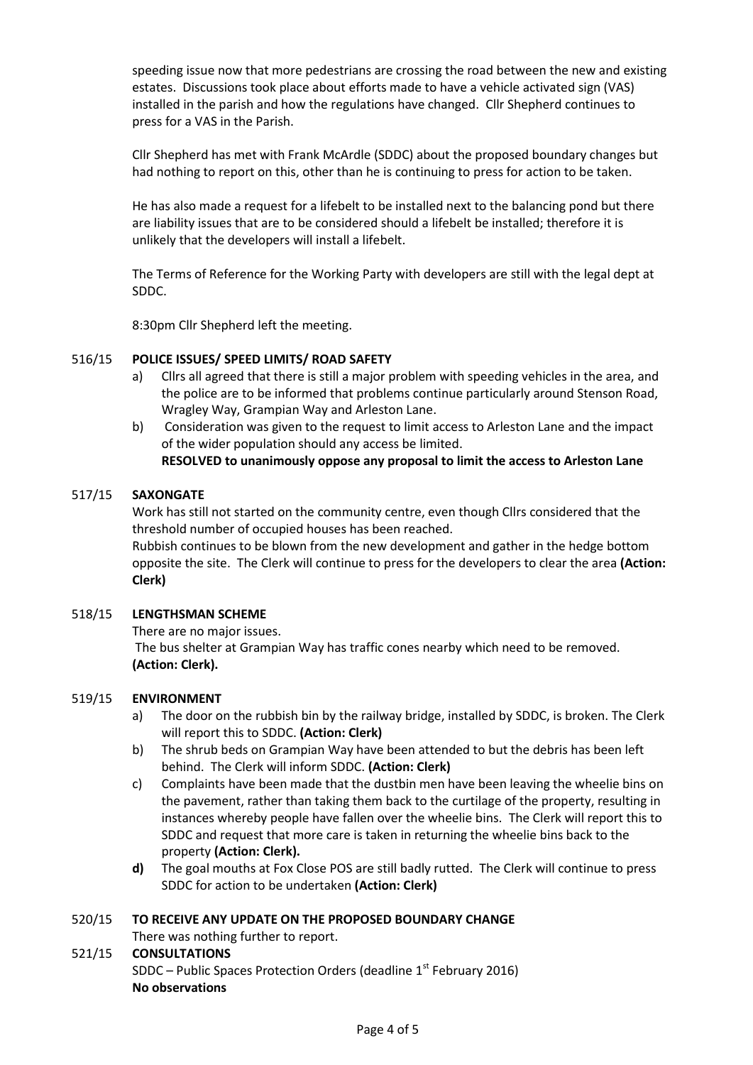speeding issue now that more pedestrians are crossing the road between the new and existing estates. Discussions took place about efforts made to have a vehicle activated sign (VAS) installed in the parish and how the regulations have changed. Cllr Shepherd continues to press for a VAS in the Parish.

Cllr Shepherd has met with Frank McArdle (SDDC) about the proposed boundary changes but had nothing to report on this, other than he is continuing to press for action to be taken.

He has also made a request for a lifebelt to be installed next to the balancing pond but there are liability issues that are to be considered should a lifebelt be installed; therefore it is unlikely that the developers will install a lifebelt.

The Terms of Reference for the Working Party with developers are still with the legal dept at SDDC.

8:30pm Cllr Shepherd left the meeting.

516/15 **POLICE ISSUES/ SPEED LIMITS/ ROAD SAFETY**

a) Cllrs all agreed that there is still a major problem with speeding vehicles in the area, and the police are to be informed that problems continue particularly around Stenson Road, Wragley Way, Grampian Way and Arleston Lane.
b) Consideration was given to the request to limit access to Arleston Lane and the impact of the wider population should any access be limited.
**RESOLVED to unanimously oppose any proposal to limit the access to Arleston Lane**

517/15 **SAXONGATE**

Work has still not started on the community centre, even though Cllrs considered that the threshold number of occupied houses has been reached.
Rubbish continues to be blown from the new development and gather in the hedge bottom opposite the site. The Clerk will continue to press for the developers to clear the area **(Action: Clerk)**

518/15 **LENGTHSMAN SCHEME**

There are no major issues.
The bus shelter at Grampian Way has traffic cones nearby which need to be removed. **(Action: Clerk).**

519/15 **ENVIRONMENT**

a) The door on the rubbish bin by the railway bridge, installed by SDDC, is broken. The Clerk will report this to SDDC. **(Action: Clerk)**
b) The shrub beds on Grampian Way have been attended to but the debris has been left behind. The Clerk will inform SDDC. **(Action: Clerk)**
c) Complaints have been made that the dustbin men have been leaving the wheelie bins on the pavement, rather than taking them back to the curtilage of the property, resulting in instances whereby people have fallen over the wheelie bins. The Clerk will report this to SDDC and request that more care is taken in returning the wheelie bins back to the property **(Action: Clerk).**
**d)** The goal mouths at Fox Close POS are still badly rutted. The Clerk will continue to press SDDC for action to be undertaken **(Action: Clerk)**

520/15 **TO RECEIVE ANY UPDATE ON THE PROPOSED BOUNDARY CHANGE**

There was nothing further to report.

521/15 **CONSULTATIONS**

SDDC – Public Spaces Protection Orders (deadline 1st February 2016)
**No observations**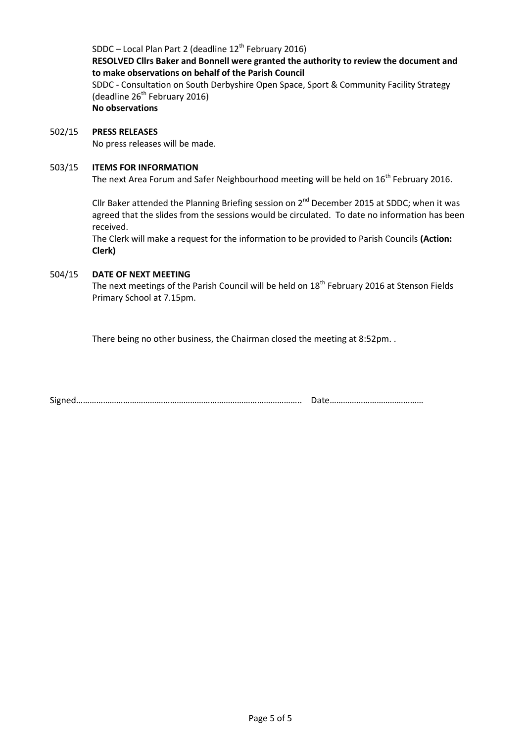SDDC – Local Plan Part 2 (deadline 12th February 2016)

**RESOLVED Cllrs Baker and Bonnell were granted the authority to review the document and to make observations on behalf of the Parish Council**

SDDC - Consultation on South Derbyshire Open Space, Sport & Community Facility Strategy (deadline 26th February 2016)

**No observations**

502/15 **PRESS RELEASES**

No press releases will be made.

503/15 **ITEMS FOR INFORMATION**

The next Area Forum and Safer Neighbourhood meeting will be held on 16th February 2016.

Cllr Baker attended the Planning Briefing session on 2nd December 2015 at SDDC; when it was agreed that the slides from the sessions would be circulated. To date no information has been received.

The Clerk will make a request for the information to be provided to Parish Councils **(Action: Clerk)**

504/15 **DATE OF NEXT MEETING**

The next meetings of the Parish Council will be held on 18th February 2016 at Stenson Fields Primary School at 7.15pm.

There being no other business, the Chairman closed the meeting at 8:52pm. .

Signed………………………………………………………………………………….. Date……………………………………